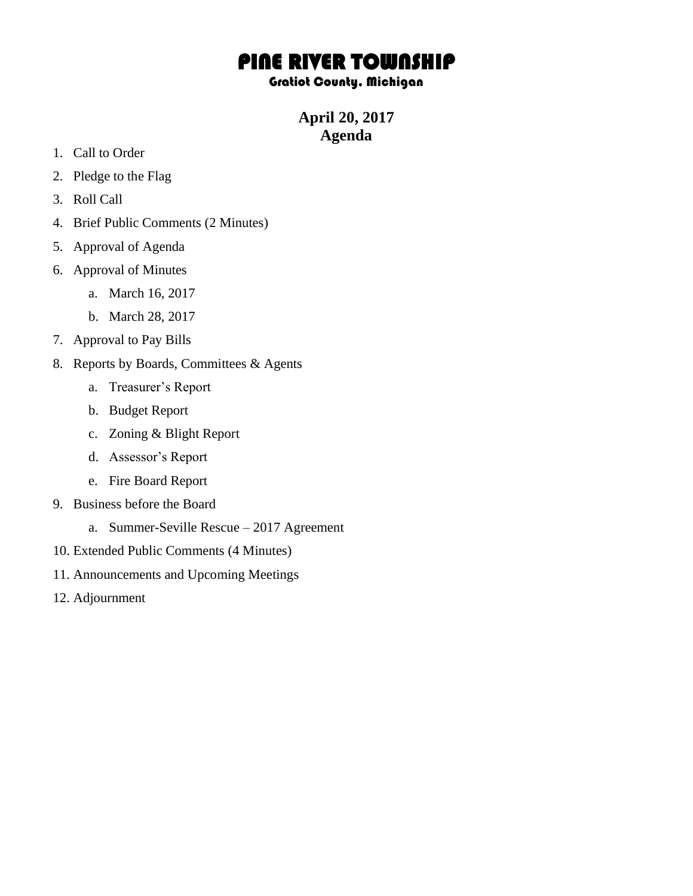# PINE RIVER TOWNSHIP

## Gratiot County, Michigan

## April 20, 2017
## Agenda

1. Call to Order
2. Pledge to the Flag
3. Roll Call
4. Brief Public Comments (2 Minutes)
5. Approval of Agenda
6. Approval of Minutes
    a. March 16, 2017
    b. March 28, 2017
7. Approval to Pay Bills
8. Reports by Boards, Committees & Agents
    a. Treasurer's Report
    b. Budget Report
    c. Zoning & Blight Report
    d. Assessor's Report
    e. Fire Board Report
9. Business before the Board
    a. Summer-Seville Rescue – 2017 Agreement
10. Extended Public Comments (4 Minutes)
11. Announcements and Upcoming Meetings
12. Adjournment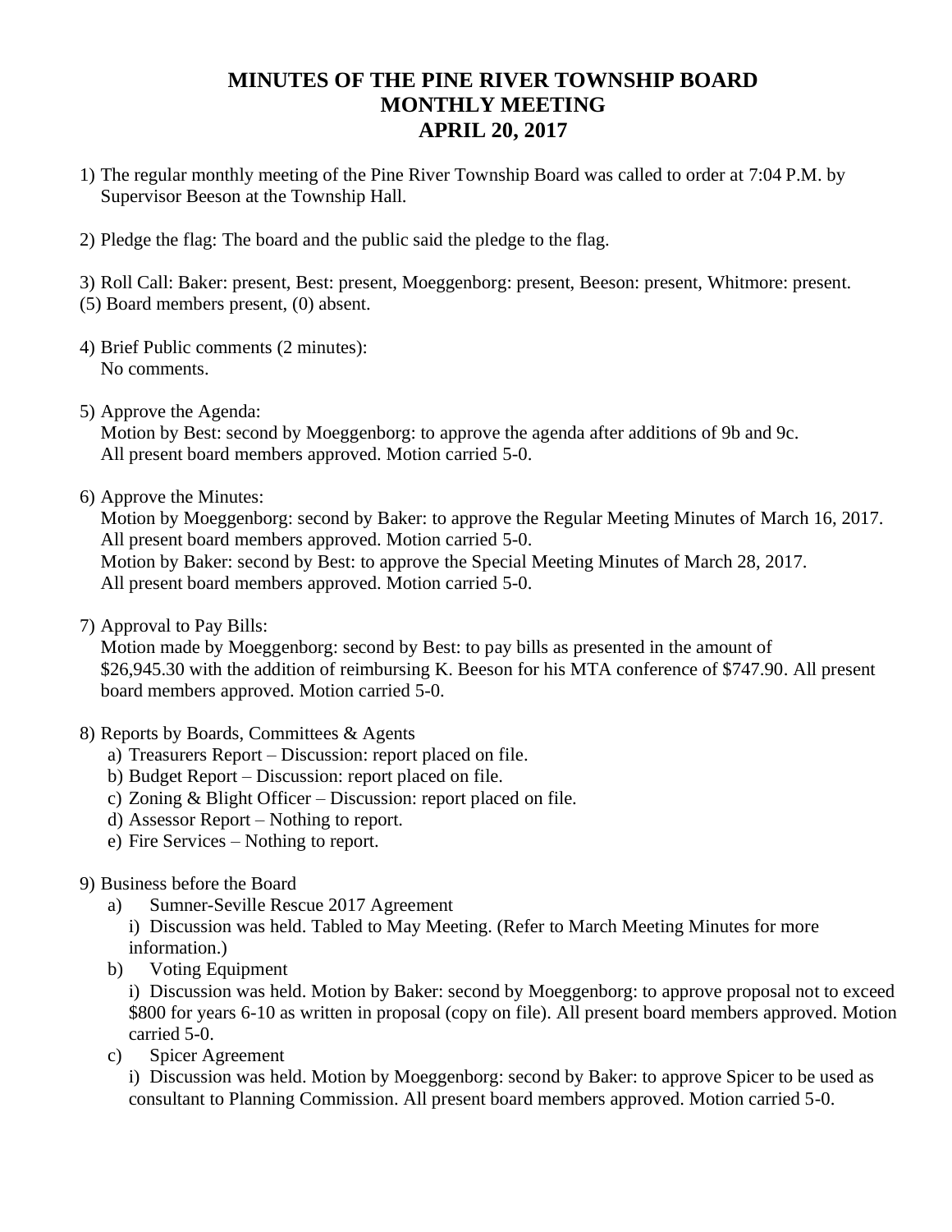# MINUTES OF THE PINE RIVER TOWNSHIP BOARD MONTHLY MEETING APRIL 20, 2017

1) The regular monthly meeting of the Pine River Township Board was called to order at 7:04 P.M. by Supervisor Beeson at the Township Hall.

2) Pledge the flag: The board and the public said the pledge to the flag.

3) Roll Call: Baker: present, Best: present, Moeggenborg: present, Beeson: present, Whitmore: present.
(5) Board members present, (0) absent.

4) Brief Public comments (2 minutes):
   No comments.

5) Approve the Agenda:
   Motion by Best: second by Moeggenborg: to approve the agenda after additions of 9b and 9c. All present board members approved. Motion carried 5-0.

6) Approve the Minutes:
   Motion by Moeggenborg: second by Baker: to approve the Regular Meeting Minutes of March 16, 2017. All present board members approved. Motion carried 5-0.
   Motion by Baker: second by Best: to approve the Special Meeting Minutes of March 28, 2017. All present board members approved. Motion carried 5-0.

7) Approval to Pay Bills:
   Motion made by Moeggenborg: second by Best: to pay bills as presented in the amount of $26,945.30 with the addition of reimbursing K. Beeson for his MTA conference of $747.90. All present board members approved. Motion carried 5-0.

8) Reports by Boards, Committees & Agents
   a) Treasurers Report – Discussion: report placed on file.
   b) Budget Report – Discussion: report placed on file.
   c) Zoning & Blight Officer – Discussion: report placed on file.
   d) Assessor Report – Nothing to report.
   e) Fire Services – Nothing to report.

9) Business before the Board
   a) Sumner-Seville Rescue 2017 Agreement
      i) Discussion was held. Tabled to May Meeting. (Refer to March Meeting Minutes for more information.)
   b) Voting Equipment
      i) Discussion was held. Motion by Baker: second by Moeggenborg: to approve proposal not to exceed $800 for years 6-10 as written in proposal (copy on file). All present board members approved. Motion carried 5-0.
   c) Spicer Agreement
      i) Discussion was held. Motion by Moeggenborg: second by Baker: to approve Spicer to be used as consultant to Planning Commission. All present board members approved. Motion carried 5-0.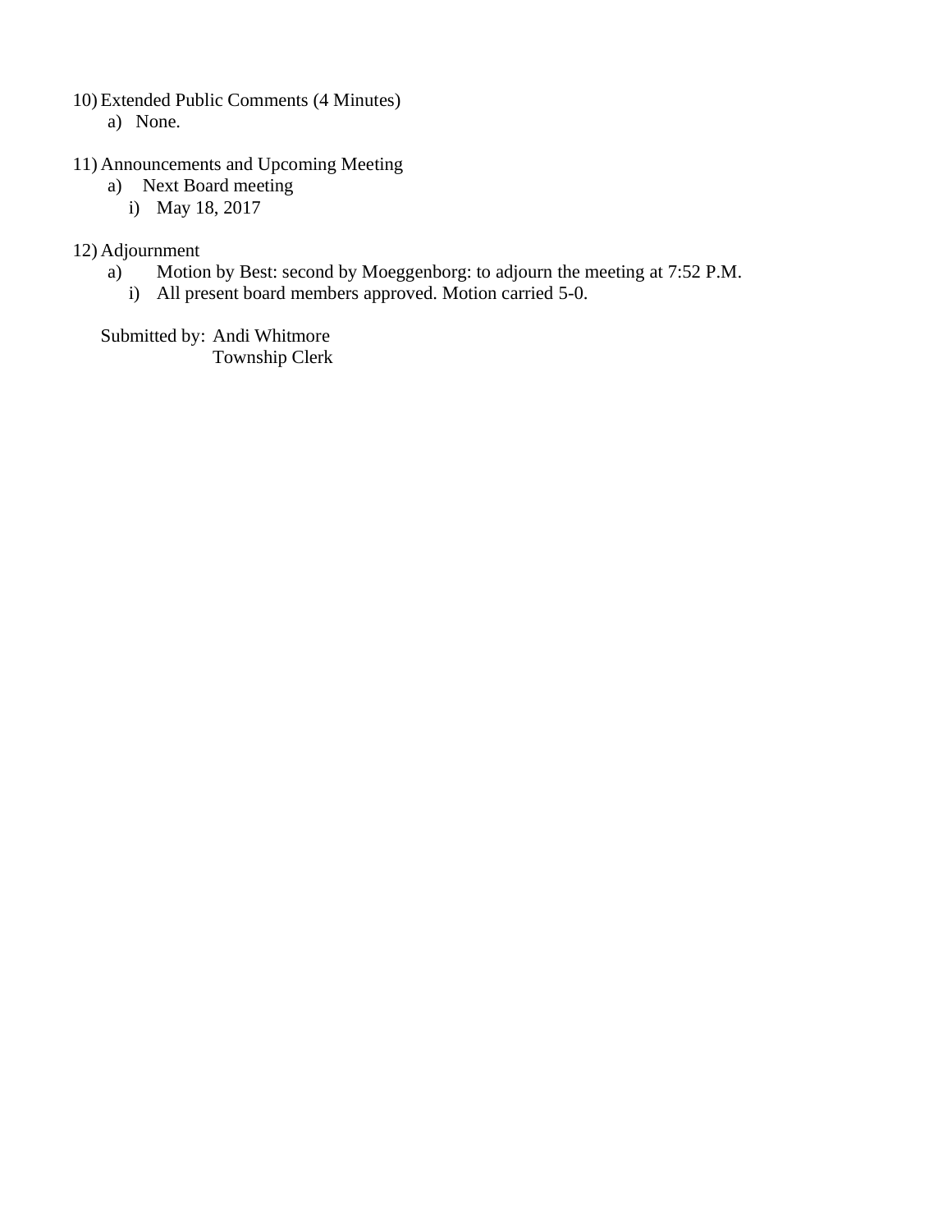10) Extended Public Comments (4 Minutes)
    a) None.

11) Announcements and Upcoming Meeting
    a) Next Board meeting
        i) May 18, 2017

12) Adjournment
    a) Motion by Best: second by Moeggenborg: to adjourn the meeting at 7:52 P.M.
        i) All present board members approved. Motion carried 5-0.

Submitted by: Andi Whitmore
Township Clerk